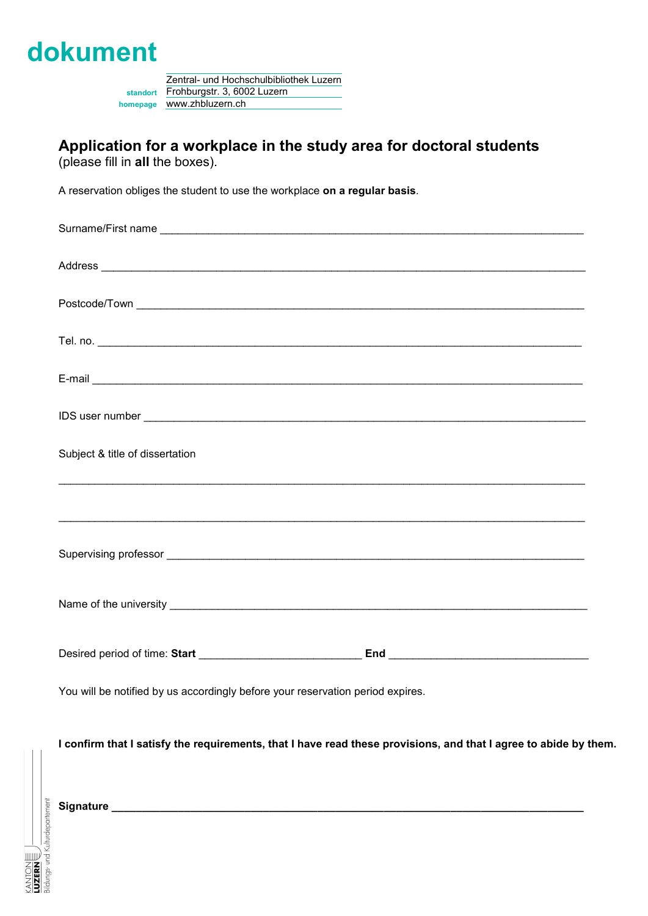# dokument

| | |
|---|---|
| | Zentral- und Hochschulbibliothek Luzern |
| standort | Frohburgstr. 3, 6002 Luzern |
| homepage | www.zhbluzern.ch |

## Application for a workplace in the study area for doctoral students

(please fill in **all** the boxes).

A reservation obliges the student to use the workplace **on a regular basis**.

Surname/First name ______________________________________________________________________

Address __________________________________________________________________________

Postcode/Town _____________________________________________________________________

Tel. no. __________________________________________________________________________

E-mail ___________________________________________________________________________

IDS user number ___________________________________________________________________

Subject & title of dissertation

_________________________________________________________________________________

_________________________________________________________________________________

Supervising professor ______________________________________________________________

Name of the university ______________________________________________________________

Desired period of time: **Start** ___________________________ **End** __________________________________

You will be notified by us accordingly before your reservation period expires.

**I confirm that I satisfy the requirements, that I have read these provisions, and that I agree to abide by them.**

**Signature** ______________________________________________________________________

KANTON LUZERN
Bildungs- und Kulturdepartement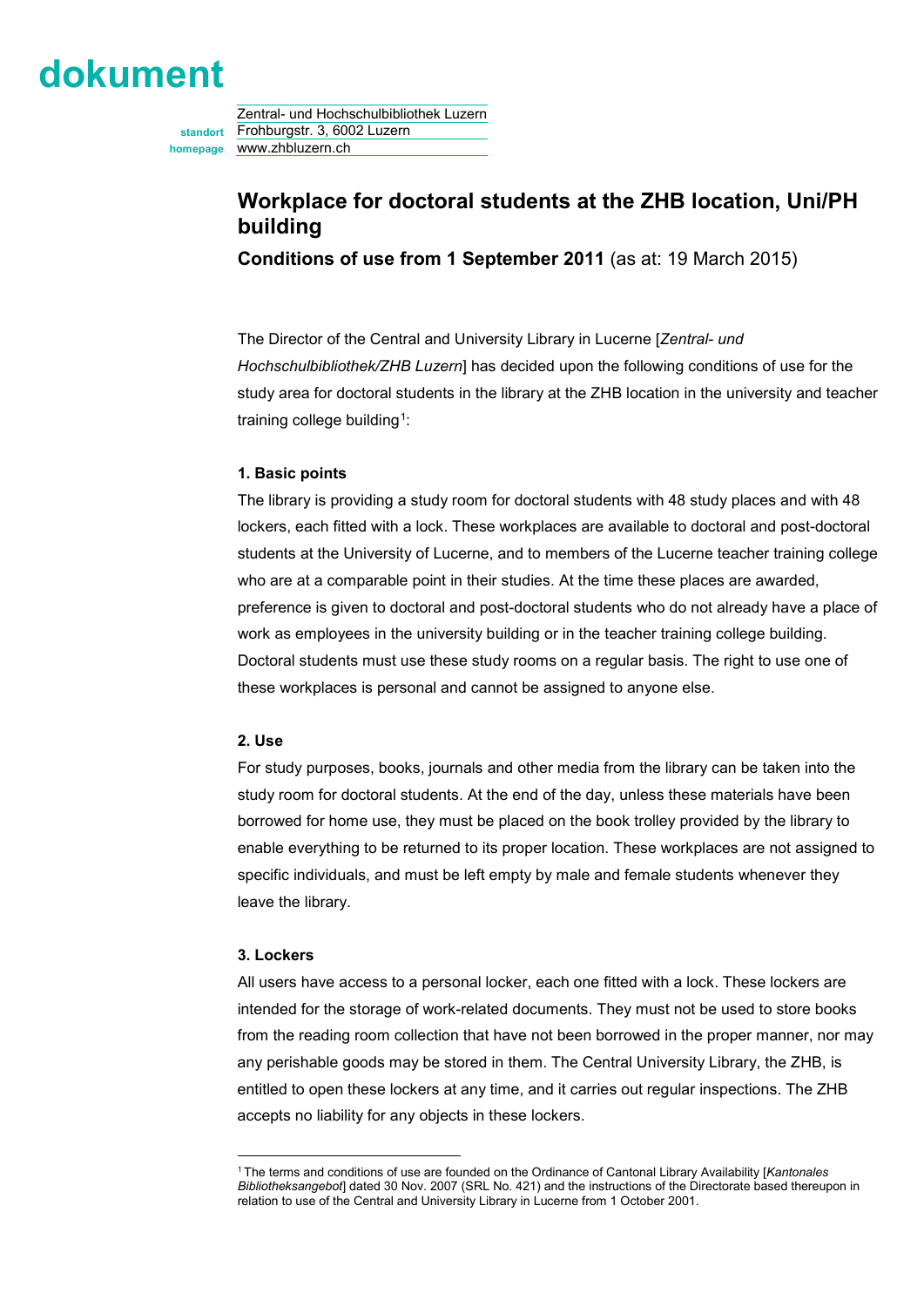# dokument

Zentral- und Hochschulbibliothek Luzern
**standort** Frohburgstr. 3, 6002 Luzern
**homepage** www.zhbluzern.ch

## Workplace for doctoral students at the ZHB location, Uni/PH building

**Conditions of use from 1 September 2011** (as at: 19 March 2015)

The Director of the Central and University Library in Lucerne [*Zentral- und Hochschulbibliothek/ZHB Luzern*] has decided upon the following conditions of use for the study area for doctoral students in the library at the ZHB location in the university and teacher training college building[1]:

#### 1. Basic points

The library is providing a study room for doctoral students with 48 study places and with 48 lockers, each fitted with a lock. These workplaces are available to doctoral and post-doctoral students at the University of Lucerne, and to members of the Lucerne teacher training college who are at a comparable point in their studies. At the time these places are awarded, preference is given to doctoral and post-doctoral students who do not already have a place of work as employees in the university building or in the teacher training college building. Doctoral students must use these study rooms on a regular basis. The right to use one of these workplaces is personal and cannot be assigned to anyone else.

#### 2. Use

For study purposes, books, journals and other media from the library can be taken into the study room for doctoral students. At the end of the day, unless these materials have been borrowed for home use, they must be placed on the book trolley provided by the library to enable everything to be returned to its proper location. These workplaces are not assigned to specific individuals, and must be left empty by male and female students whenever they leave the library.

#### 3. Lockers

All users have access to a personal locker, each one fitted with a lock. These lockers are intended for the storage of work-related documents. They must not be used to store books from the reading room collection that have not been borrowed in the proper manner, nor may any perishable goods may be stored in them. The Central University Library, the ZHB, is entitled to open these lockers at any time, and it carries out regular inspections. The ZHB accepts no liability for any objects in these lockers.

[1] The terms and conditions of use are founded on the Ordinance of Cantonal Library Availability [*Kantonales Bibliotheksangebot*] dated 30 Nov. 2007 (SRL No. 421) and the instructions of the Directorate based thereupon in relation to use of the Central and University Library in Lucerne from 1 October 2001.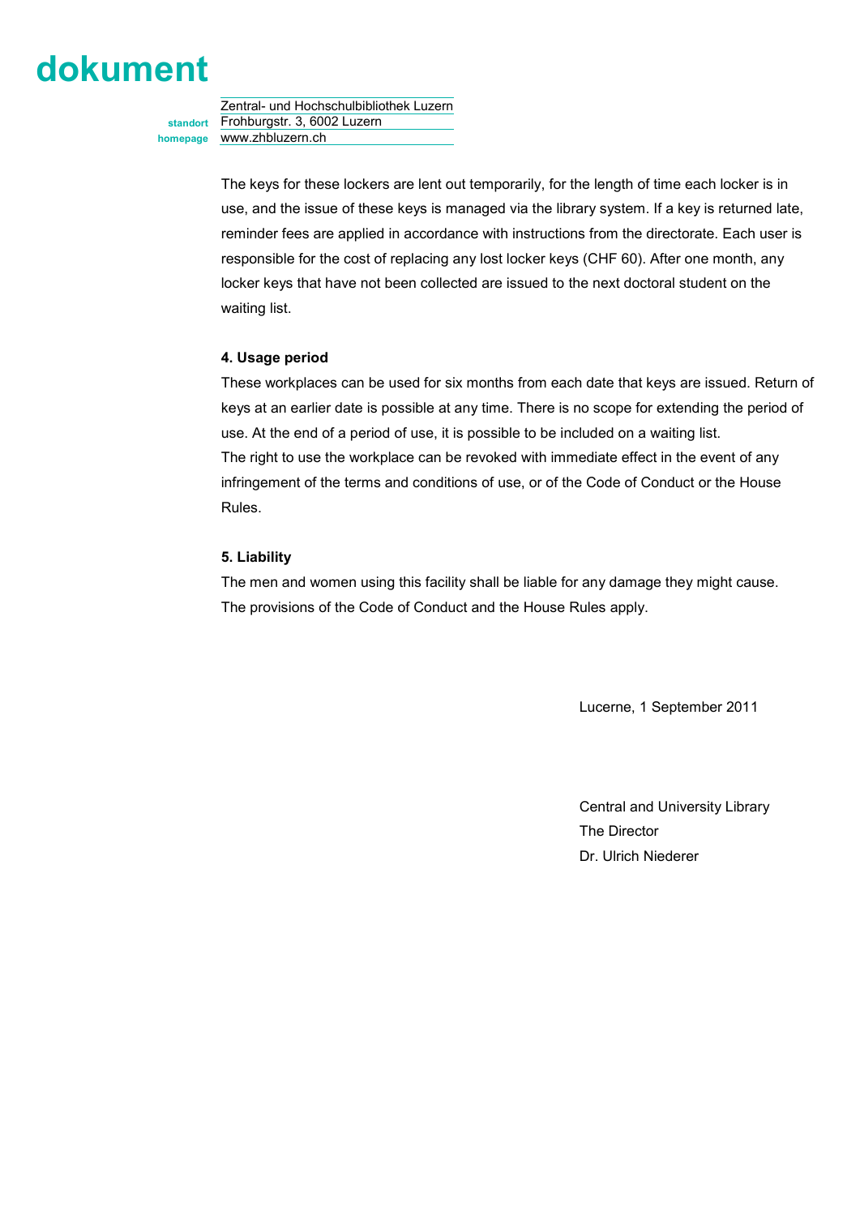The keys for these lockers are lent out temporarily, for the length of time each locker is in use, and the issue of these keys is managed via the library system. If a key is returned late, reminder fees are applied in accordance with instructions from the directorate. Each user is responsible for the cost of replacing any lost locker keys (CHF 60). After one month, any locker keys that have not been collected are issued to the next doctoral student on the waiting list.

**4. Usage period**

These workplaces can be used for six months from each date that keys are issued. Return of keys at an earlier date is possible at any time. There is no scope for extending the period of use. At the end of a period of use, it is possible to be included on a waiting list.
The right to use the workplace can be revoked with immediate effect in the event of any infringement of the terms and conditions of use, or of the Code of Conduct or the House Rules.

**5. Liability**

The men and women using this facility shall be liable for any damage they might cause. The provisions of the Code of Conduct and the House Rules apply.

Lucerne, 1 September 2011

Central and University Library
The Director
Dr. Ulrich Niederer